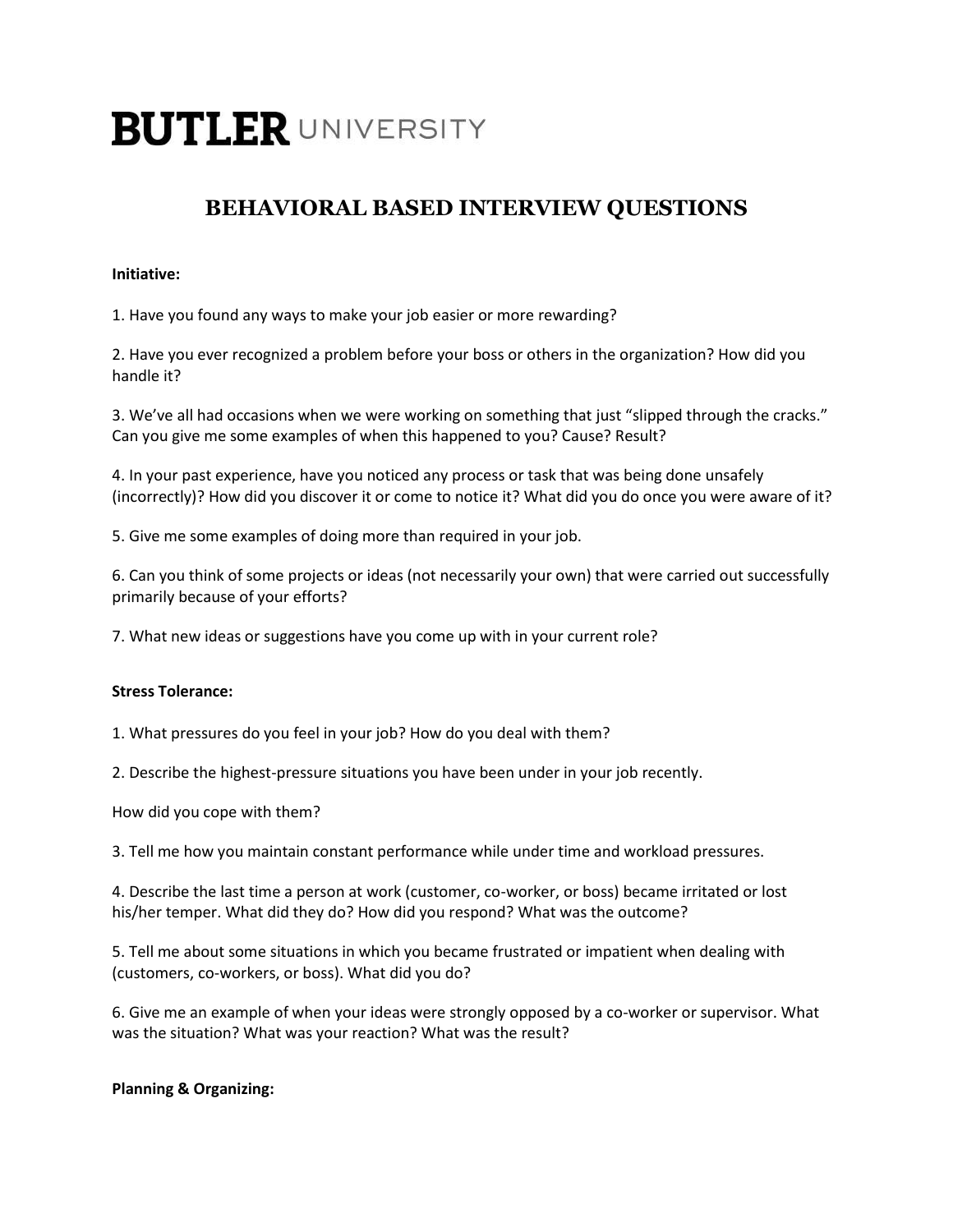# BUTLER UNIVERSITY

## BEHAVIORAL BASED INTERVIEW QUESTIONS

**Initiative:**

1. Have you found any ways to make your job easier or more rewarding?

2. Have you ever recognized a problem before your boss or others in the organization? How did you handle it?

3. We've all had occasions when we were working on something that just "slipped through the cracks." Can you give me some examples of when this happened to you? Cause? Result?

4. In your past experience, have you noticed any process or task that was being done unsafely (incorrectly)? How did you discover it or come to notice it? What did you do once you were aware of it?

5. Give me some examples of doing more than required in your job.

6. Can you think of some projects or ideas (not necessarily your own) that were carried out successfully primarily because of your efforts?

7. What new ideas or suggestions have you come up with in your current role?

**Stress Tolerance:**

1. What pressures do you feel in your job? How do you deal with them?

2. Describe the highest-pressure situations you have been under in your job recently.

How did you cope with them?

3. Tell me how you maintain constant performance while under time and workload pressures.

4. Describe the last time a person at work (customer, co-worker, or boss) became irritated or lost his/her temper. What did they do? How did you respond? What was the outcome?

5. Tell me about some situations in which you became frustrated or impatient when dealing with (customers, co-workers, or boss). What did you do?

6. Give me an example of when your ideas were strongly opposed by a co-worker or supervisor. What was the situation? What was your reaction? What was the result?

**Planning & Organizing:**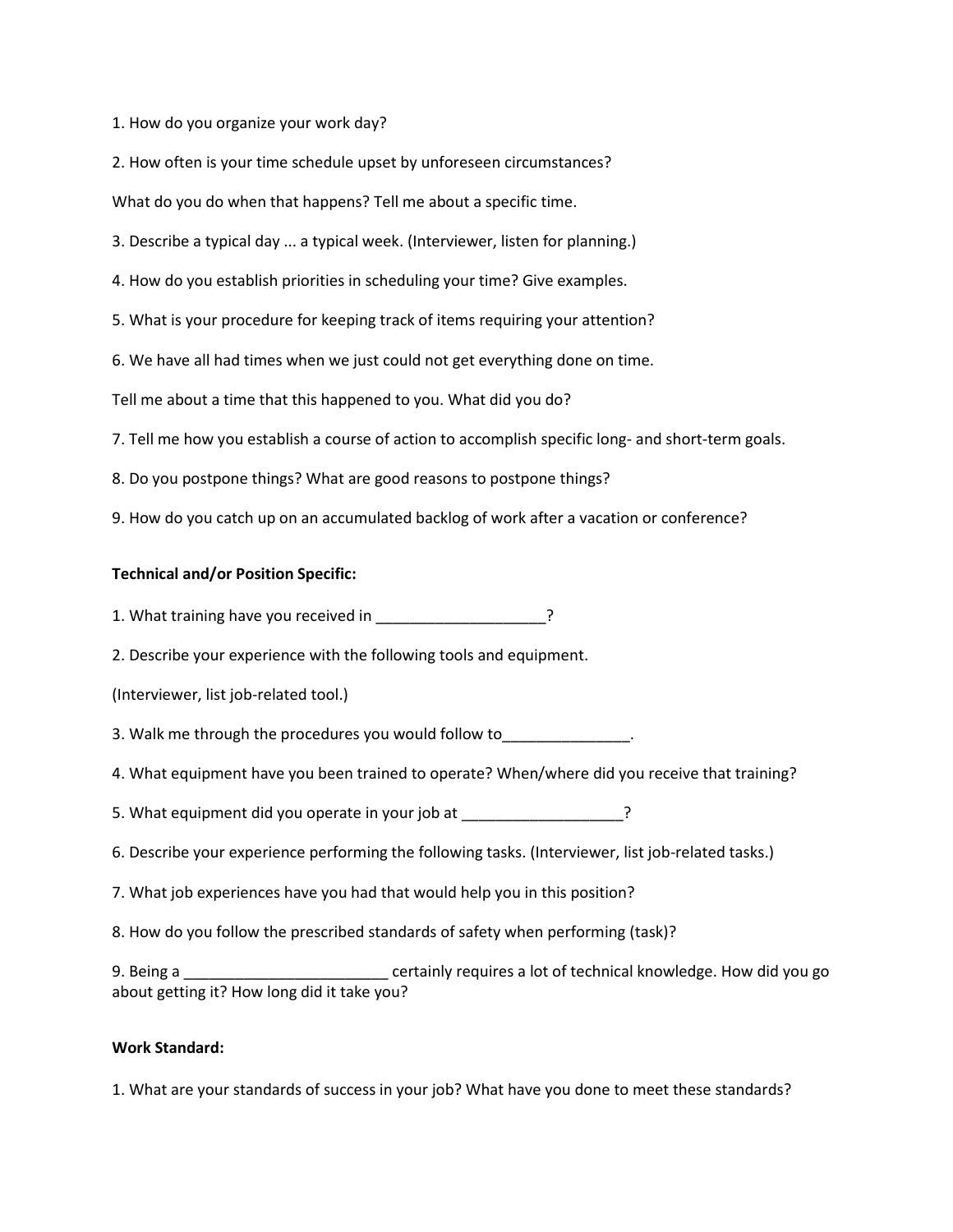1. How do you organize your work day?

2. How often is your time schedule upset by unforeseen circumstances?

What do you do when that happens? Tell me about a specific time.

3. Describe a typical day ... a typical week. (Interviewer, listen for planning.)

4. How do you establish priorities in scheduling your time? Give examples.

5. What is your procedure for keeping track of items requiring your attention?

6. We have all had times when we just could not get everything done on time.

Tell me about a time that this happened to you. What did you do?

7. Tell me how you establish a course of action to accomplish specific long- and short-term goals.

8. Do you postpone things? What are good reasons to postpone things?

9. How do you catch up on an accumulated backlog of work after a vacation or conference?

**Technical and/or Position Specific:**

1. What training have you received in ____________________?

2. Describe your experience with the following tools and equipment.

(Interviewer, list job-related tool.)

3. Walk me through the procedures you would follow to_______________.

4. What equipment have you been trained to operate? When/where did you receive that training?

5. What equipment did you operate in your job at ___________________?

6. Describe your experience performing the following tasks. (Interviewer, list job-related tasks.)

7. What job experiences have you had that would help you in this position?

8. How do you follow the prescribed standards of safety when performing (task)?

9. Being a _________________________ certainly requires a lot of technical knowledge. How did you go about getting it? How long did it take you?

**Work Standard:**

1. What are your standards of success in your job? What have you done to meet these standards?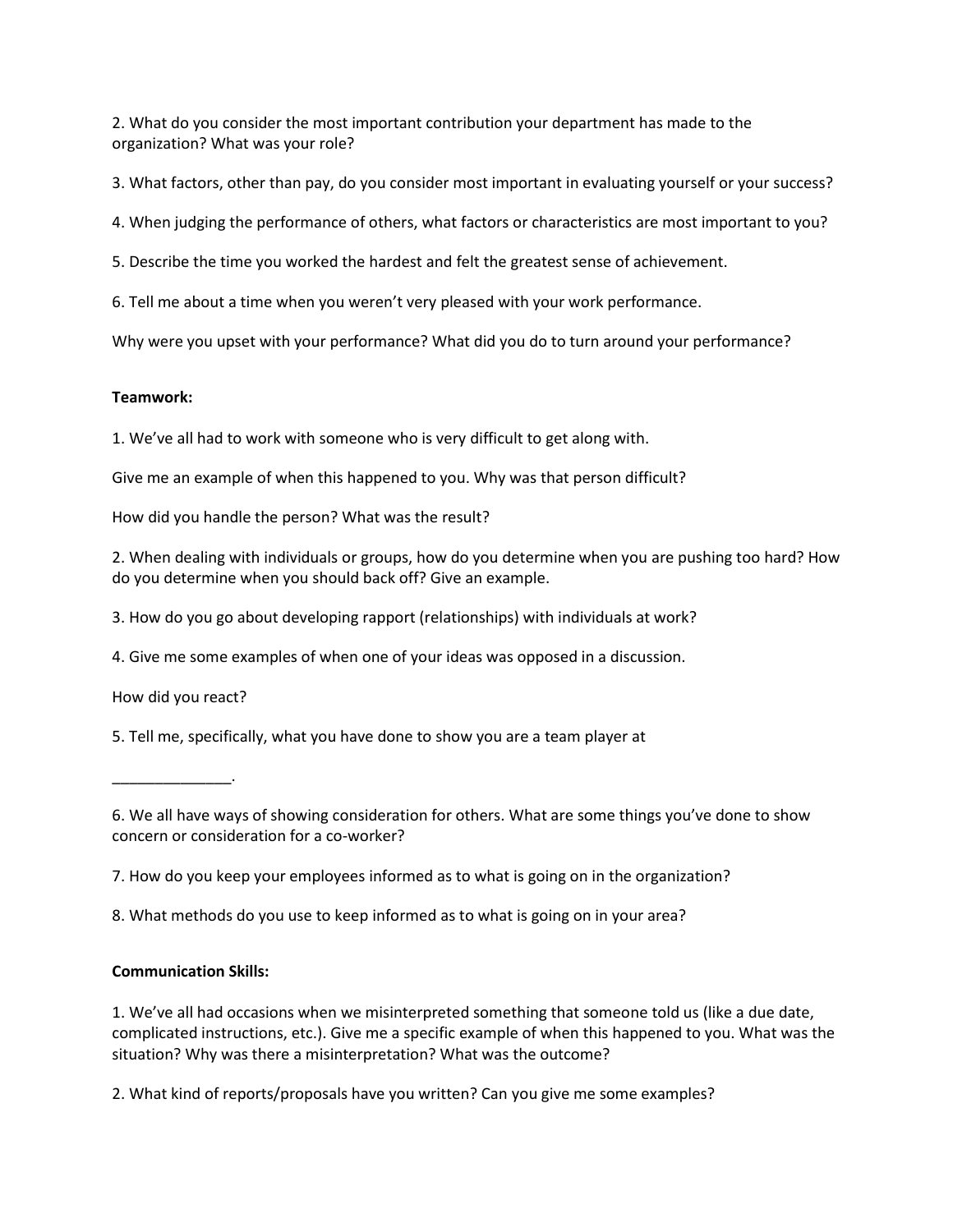2. What do you consider the most important contribution your department has made to the organization? What was your role?

3. What factors, other than pay, do you consider most important in evaluating yourself or your success?

4. When judging the performance of others, what factors or characteristics are most important to you?

5. Describe the time you worked the hardest and felt the greatest sense of achievement.

6. Tell me about a time when you weren't very pleased with your work performance.

Why were you upset with your performance? What did you do to turn around your performance?

**Teamwork:**

1. We've all had to work with someone who is very difficult to get along with.

Give me an example of when this happened to you. Why was that person difficult?

How did you handle the person? What was the result?

2. When dealing with individuals or groups, how do you determine when you are pushing too hard? How do you determine when you should back off? Give an example.

3. How do you go about developing rapport (relationships) with individuals at work?

4. Give me some examples of when one of your ideas was opposed in a discussion.

How did you react?

5. Tell me, specifically, what you have done to show you are a team player at

______________.

6. We all have ways of showing consideration for others. What are some things you've done to show concern or consideration for a co-worker?

7. How do you keep your employees informed as to what is going on in the organization?

8. What methods do you use to keep informed as to what is going on in your area?

**Communication Skills:**

1. We've all had occasions when we misinterpreted something that someone told us (like a due date, complicated instructions, etc.). Give me a specific example of when this happened to you. What was the situation? Why was there a misinterpretation? What was the outcome?

2. What kind of reports/proposals have you written? Can you give me some examples?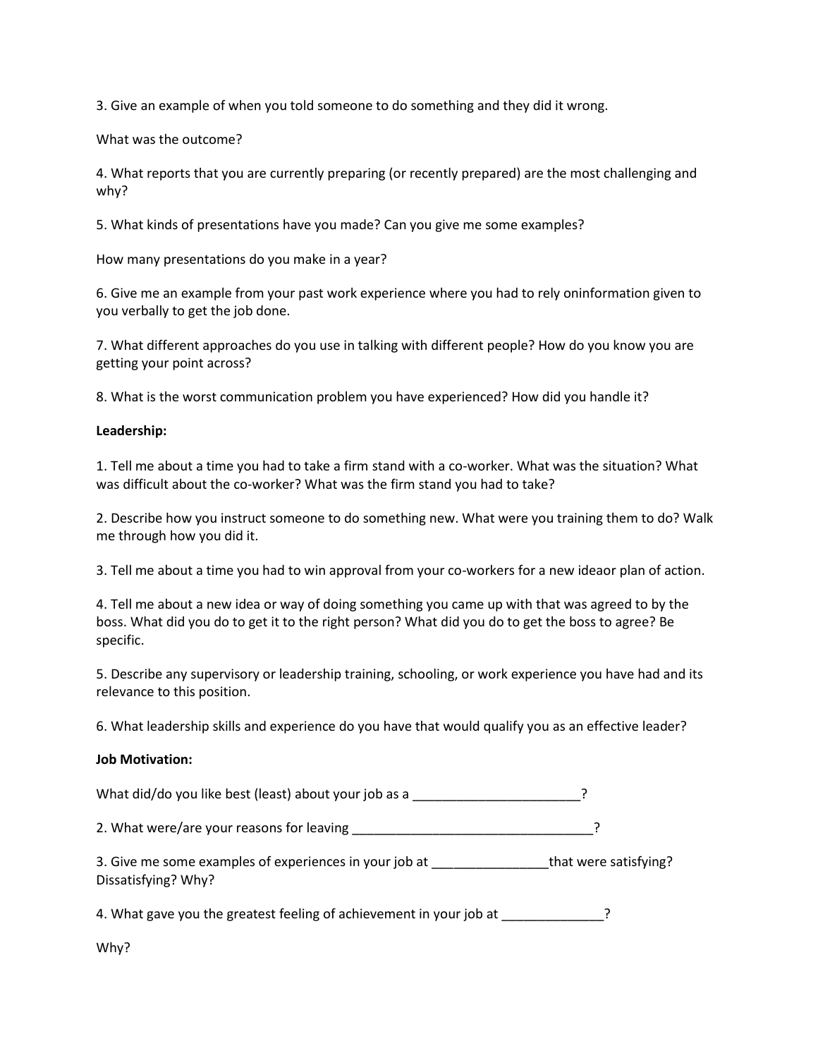3. Give an example of when you told someone to do something and they did it wrong.

What was the outcome?

4. What reports that you are currently preparing (or recently prepared) are the most challenging and why?

5. What kinds of presentations have you made? Can you give me some examples?

How many presentations do you make in a year?

6. Give me an example from your past work experience where you had to rely oninformation given to you verbally to get the job done.

7. What different approaches do you use in talking with different people? How do you know you are getting your point across?

8. What is the worst communication problem you have experienced? How did you handle it?

**Leadership:**

1. Tell me about a time you had to take a firm stand with a co-worker. What was the situation? What was difficult about the co-worker? What was the firm stand you had to take?

2. Describe how you instruct someone to do something new. What were you training them to do? Walk me through how you did it.

3. Tell me about a time you had to win approval from your co-workers for a new ideaor plan of action.

4. Tell me about a new idea or way of doing something you came up with that was agreed to by the boss. What did you do to get it to the right person? What did you do to get the boss to agree? Be specific.

5. Describe any supervisory or leadership training, schooling, or work experience you have had and its relevance to this position.

6. What leadership skills and experience do you have that would qualify you as an effective leader?

**Job Motivation:**

What did/do you like best (least) about your job as a _______________________?

2. What were/are your reasons for leaving _________________________________?

3. Give me some examples of experiences in your job at ________________that were satisfying? Dissatisfying? Why?

4. What gave you the greatest feeling of achievement in your job at ______________?

Why?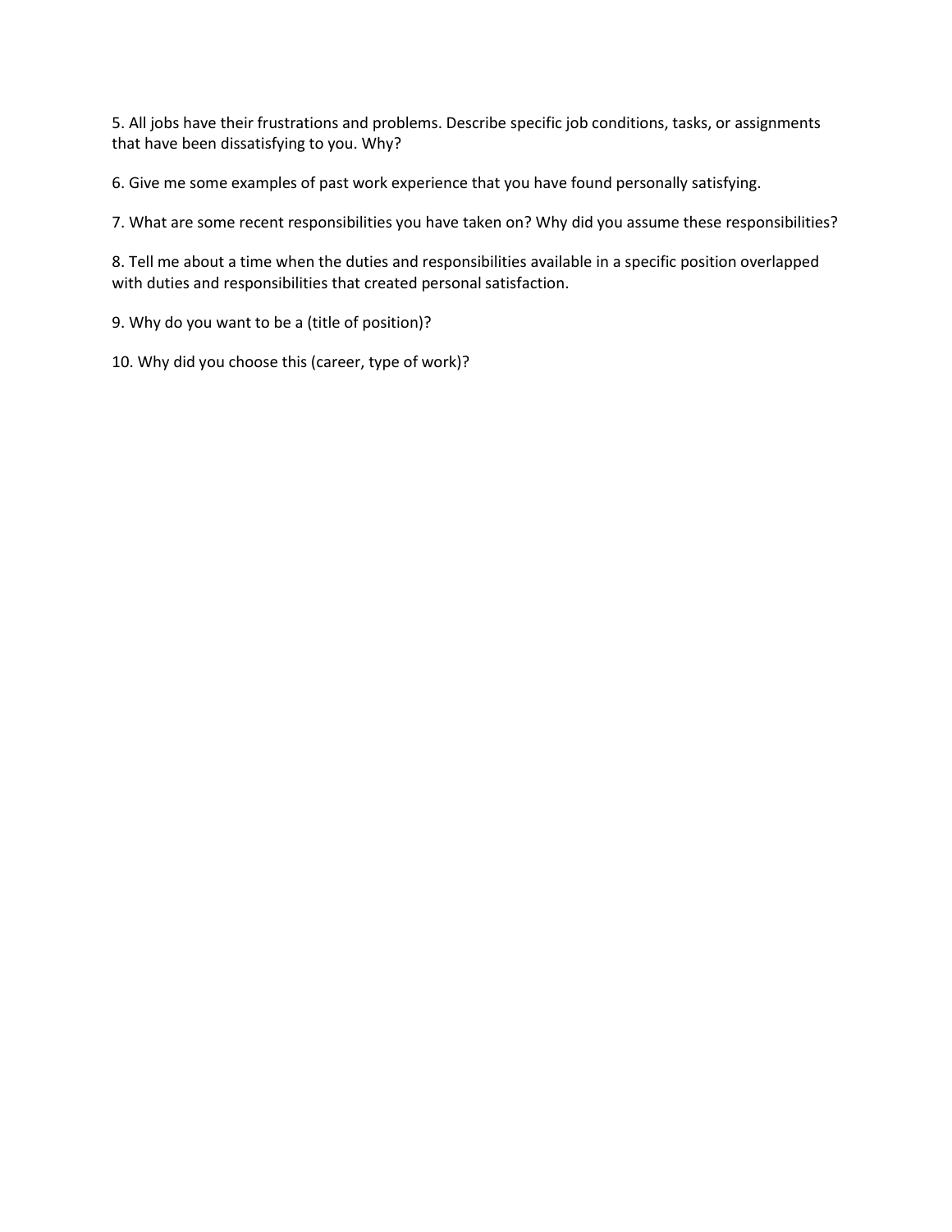5. All jobs have their frustrations and problems. Describe specific job conditions, tasks, or assignments that have been dissatisfying to you. Why?

6. Give me some examples of past work experience that you have found personally satisfying.

7. What are some recent responsibilities you have taken on? Why did you assume these responsibilities?

8. Tell me about a time when the duties and responsibilities available in a specific position overlapped with duties and responsibilities that created personal satisfaction.

9. Why do you want to be a (title of position)?

10. Why did you choose this (career, type of work)?